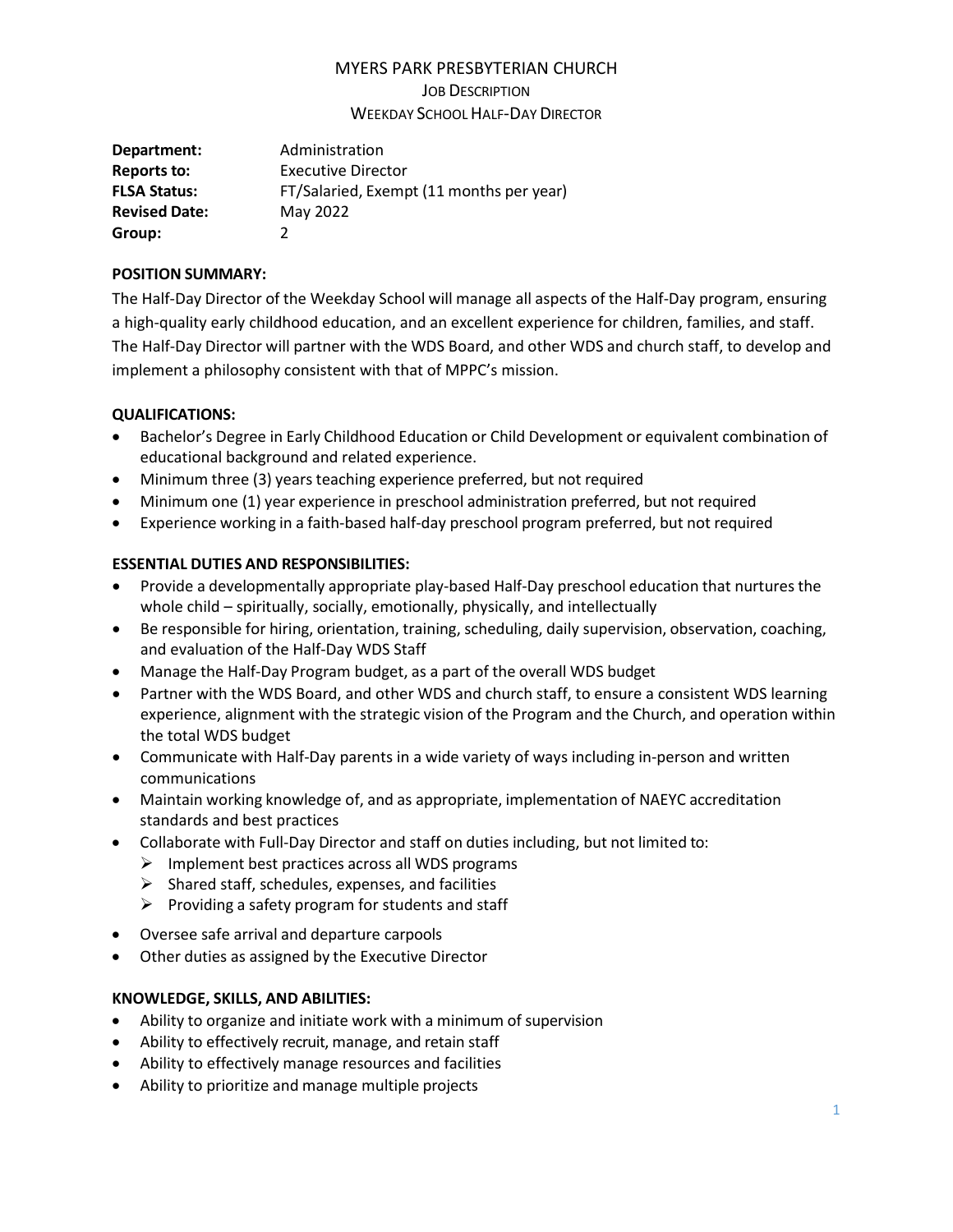# MYERS PARK PRESBYTERIAN CHURCH

## JOB DESCRIPTION

## WEEKDAY SCHOOL HALF-DAY DIRECTOR

**Department:** Administration
**Reports to:** Executive Director
**FLSA Status:** FT/Salaried, Exempt (11 months per year)
**Revised Date:** May 2022
**Group:** 2

**POSITION SUMMARY:**

The Half-Day Director of the Weekday School will manage all aspects of the Half-Day program, ensuring a high-quality early childhood education, and an excellent experience for children, families, and staff. The Half-Day Director will partner with the WDS Board, and other WDS and church staff, to develop and implement a philosophy consistent with that of MPPC's mission.

**QUALIFICATIONS:**

- Bachelor's Degree in Early Childhood Education or Child Development or equivalent combination of educational background and related experience.
- Minimum three (3) years teaching experience preferred, but not required
- Minimum one (1) year experience in preschool administration preferred, but not required
- Experience working in a faith-based half-day preschool program preferred, but not required

**ESSENTIAL DUTIES AND RESPONSIBILITIES:**

- Provide a developmentally appropriate play-based Half-Day preschool education that nurtures the whole child – spiritually, socially, emotionally, physically, and intellectually
- Be responsible for hiring, orientation, training, scheduling, daily supervision, observation, coaching, and evaluation of the Half-Day WDS Staff
- Manage the Half-Day Program budget, as a part of the overall WDS budget
- Partner with the WDS Board, and other WDS and church staff, to ensure a consistent WDS learning experience, alignment with the strategic vision of the Program and the Church, and operation within the total WDS budget
- Communicate with Half-Day parents in a wide variety of ways including in-person and written communications
- Maintain working knowledge of, and as appropriate, implementation of NAEYC accreditation standards and best practices
- Collaborate with Full-Day Director and staff on duties including, but not limited to:
  - Implement best practices across all WDS programs
  - Shared staff, schedules, expenses, and facilities
  - Providing a safety program for students and staff
- Oversee safe arrival and departure carpools
- Other duties as assigned by the Executive Director

**KNOWLEDGE, SKILLS, AND ABILITIES:**

- Ability to organize and initiate work with a minimum of supervision
- Ability to effectively recruit, manage, and retain staff
- Ability to effectively manage resources and facilities
- Ability to prioritize and manage multiple projects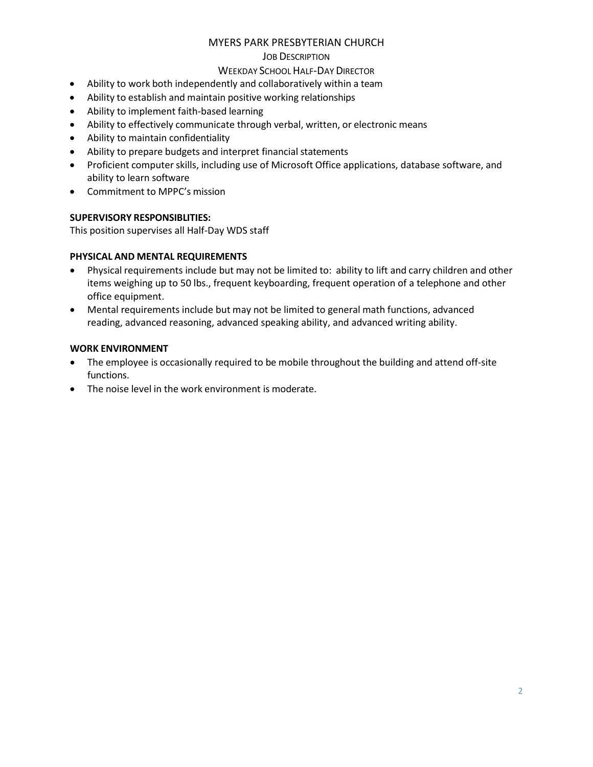- Ability to work both independently and collaboratively within a team
- Ability to establish and maintain positive working relationships
- Ability to implement faith-based learning
- Ability to effectively communicate through verbal, written, or electronic means
- Ability to maintain confidentiality
- Ability to prepare budgets and interpret financial statements
- Proficient computer skills, including use of Microsoft Office applications, database software, and ability to learn software
- Commitment to MPPC's mission

**SUPERVISORY RESPONSIBLITIES:**
This position supervises all Half-Day WDS staff

**PHYSICAL AND MENTAL REQUIREMENTS**
- Physical requirements include but may not be limited to: ability to lift and carry children and other items weighing up to 50 lbs., frequent keyboarding, frequent operation of a telephone and other office equipment.
- Mental requirements include but may not be limited to general math functions, advanced reading, advanced reasoning, advanced speaking ability, and advanced writing ability.

**WORK ENVIRONMENT**
- The employee is occasionally required to be mobile throughout the building and attend off-site functions.
- The noise level in the work environment is moderate.